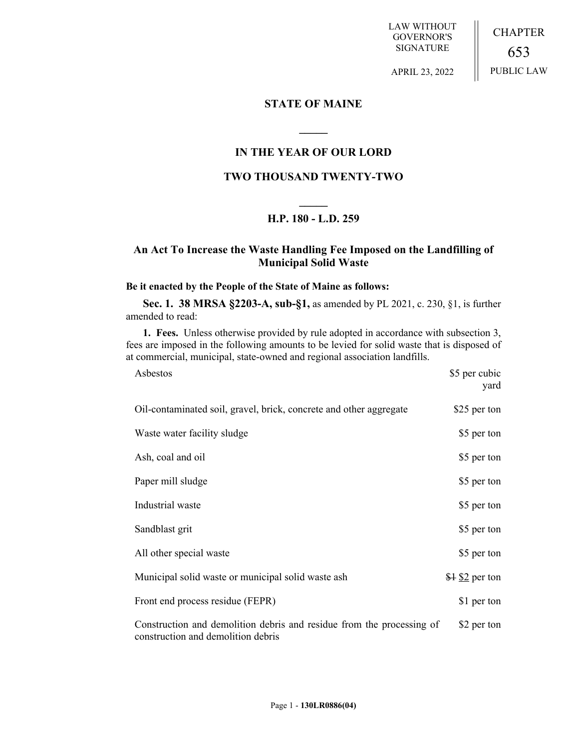LAW WITHOUT GOVERNOR'S SIGNATURE

APRIL 23, 2022

CHAPTER 653

PUBLIC LAW

# STATE OF MAINE

## IN THE YEAR OF OUR LORD

## TWO THOUSAND TWENTY-TWO

### H.P. 180 - L.D. 259

### An Act To Increase the Waste Handling Fee Imposed on the Landfilling of Municipal Solid Waste

**Be it enacted by the People of the State of Maine as follows:**

**Sec. 1. 38 MRSA §2203-A, sub-§1,** as amended by PL 2021, c. 230, §1, is further amended to read:

**1. Fees.** Unless otherwise provided by rule adopted in accordance with subsection 3, fees are imposed in the following amounts to be levied for solid waste that is disposed of at commercial, municipal, state-owned and regional association landfills.

| | |
|---|---|
| Asbestos | $5 per cubic yard |
| Oil-contaminated soil, gravel, brick, concrete and other aggregate | $25 per ton |
| Waste water facility sludge | $5 per ton |
| Ash, coal and oil | $5 per ton |
| Paper mill sludge | $5 per ton |
| Industrial waste | $5 per ton |
| Sandblast grit | $5 per ton |
| All other special waste | $5 per ton |
| Municipal solid waste or municipal solid waste ash | ~~$1~~ $2 per ton |
| Front end process residue (FEPR) | $1 per ton |
| Construction and demolition debris and residue from the processing of construction and demolition debris | $2 per ton |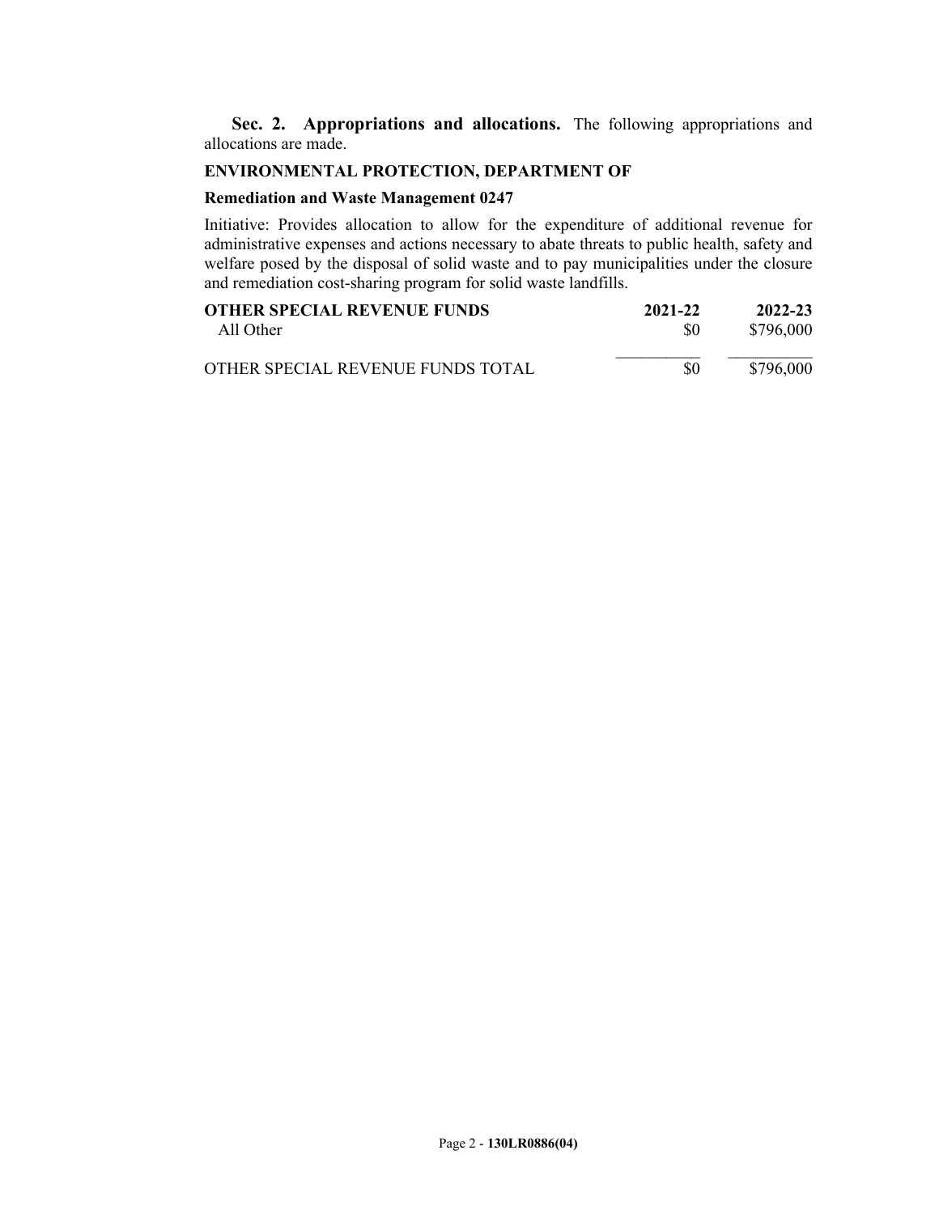**Sec. 2. Appropriations and allocations.** The following appropriations and allocations are made.

**ENVIRONMENTAL PROTECTION, DEPARTMENT OF**

**Remediation and Waste Management 0247**

Initiative: Provides allocation to allow for the expenditure of additional revenue for administrative expenses and actions necessary to abate threats to public health, safety and welfare posed by the disposal of solid waste and to pay municipalities under the closure and remediation cost-sharing program for solid waste landfills.

| **OTHER SPECIAL REVENUE FUNDS** | **2021-22** | **2022-23** |
|---|---|---|
| All Other | $0 | $796,000 |
| OTHER SPECIAL REVENUE FUNDS TOTAL | $0 | $796,000 |